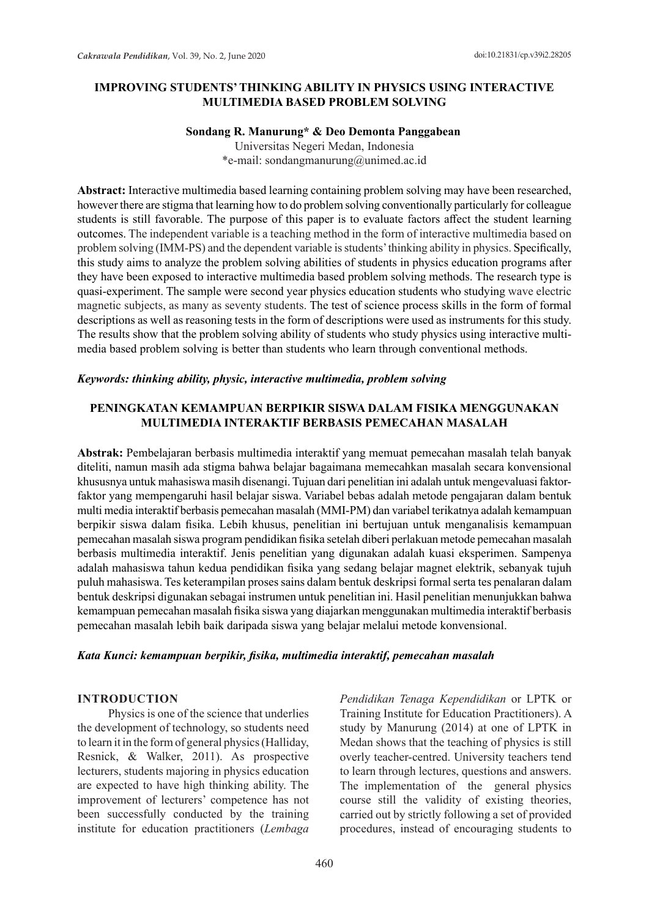# IMPROVING STUDENTS' THINKING ABILITY IN PHYSICS USING INTERACTIVE MULTIMEDIA BASED PROBLEM SOLVING

**Sondang R. Manurung* & Deo Demonta Panggabean**

Universitas Negeri Medan, Indonesia

*e-mail: sondangmanurung@unimed.ac.id

**Abstract:** Interactive multimedia based learning containing problem solving may have been researched, however there are stigma that learning how to do problem solving conventionally particularly for colleague students is still favorable. The purpose of this paper is to evaluate factors affect the student learning outcomes. The independent variable is a teaching method in the form of interactive multimedia based on problem solving (IMM-PS) and the dependent variable is students' thinking ability in physics. Specifically, this study aims to analyze the problem solving abilities of students in physics education programs after they have been exposed to interactive multimedia based problem solving methods. The research type is quasi-experiment. The sample were second year physics education students who studying wave electric magnetic subjects, as many as seventy students. The test of science process skills in the form of formal descriptions as well as reasoning tests in the form of descriptions were used as instruments for this study. The results show that the problem solving ability of students who study physics using interactive multimedia based problem solving is better than students who learn through conventional methods.

***Keywords: thinking ability, physic, interactive multimedia, problem solving***

# PENINGKATAN KEMAMPUAN BERPIKIR SISWA DALAM FISIKA MENGGUNAKAN MULTIMEDIA INTERAKTIF BERBASIS PEMECAHAN MASALAH

**Abstrak:** Pembelajaran berbasis multimedia interaktif yang memuat pemecahan masalah telah banyak diteliti, namun masih ada stigma bahwa belajar bagaimana memecahkan masalah secara konvensional khususnya untuk mahasiswa masih disenangi. Tujuan dari penelitian ini adalah untuk mengevaluasi faktor-faktor yang mempengaruhi hasil belajar siswa. Variabel bebas adalah metode pengajaran dalam bentuk multi media interaktif berbasis pemecahan masalah (MMI-PM) dan variabel terikatnya adalah kemampuan berpikir siswa dalam fisika. Lebih khusus, penelitian ini bertujuan untuk menganalisis kemampuan pemecahan masalah siswa program pendidikan fisika setelah diberi perlakuan metode pemecahan masalah berbasis multimedia interaktif. Jenis penelitian yang digunakan adalah kuasi eksperimen. Sampenya adalah mahasiswa tahun kedua pendidikan fisika yang sedang belajar magnet elektrik, sebanyak tujuh puluh mahasiswa. Tes keterampilan proses sains dalam bentuk deskripsi formal serta tes penalaran dalam bentuk deskripsi digunakan sebagai instrumen untuk penelitian ini. Hasil penelitian menunjukkan bahwa kemampuan pemecahan masalah fisika siswa yang diajarkan menggunakan multimedia interaktif berbasis pemecahan masalah lebih baik daripada siswa yang belajar melalui metode konvensional.

***Kata Kunci: kemampuan berpikir, fisika, multimedia interaktif, pemecahan masalah***

## INTRODUCTION

Physics is one of the science that underlies the development of technology, so students need to learn it in the form of general physics (Halliday, Resnick, & Walker, 2011). As prospective lecturers, students majoring in physics education are expected to have high thinking ability. The improvement of lecturers' competence has not been successfully conducted by the training institute for education practitioners (*Lembaga Pendidikan Tenaga Kependidikan* or LPTK or Training Institute for Education Practitioners). A study by Manurung (2014) at one of LPTK in Medan shows that the teaching of physics is still overly teacher-centred. University teachers tend to learn through lectures, questions and answers. The implementation of the general physics course still the validity of existing theories, carried out by strictly following a set of provided procedures, instead of encouraging students to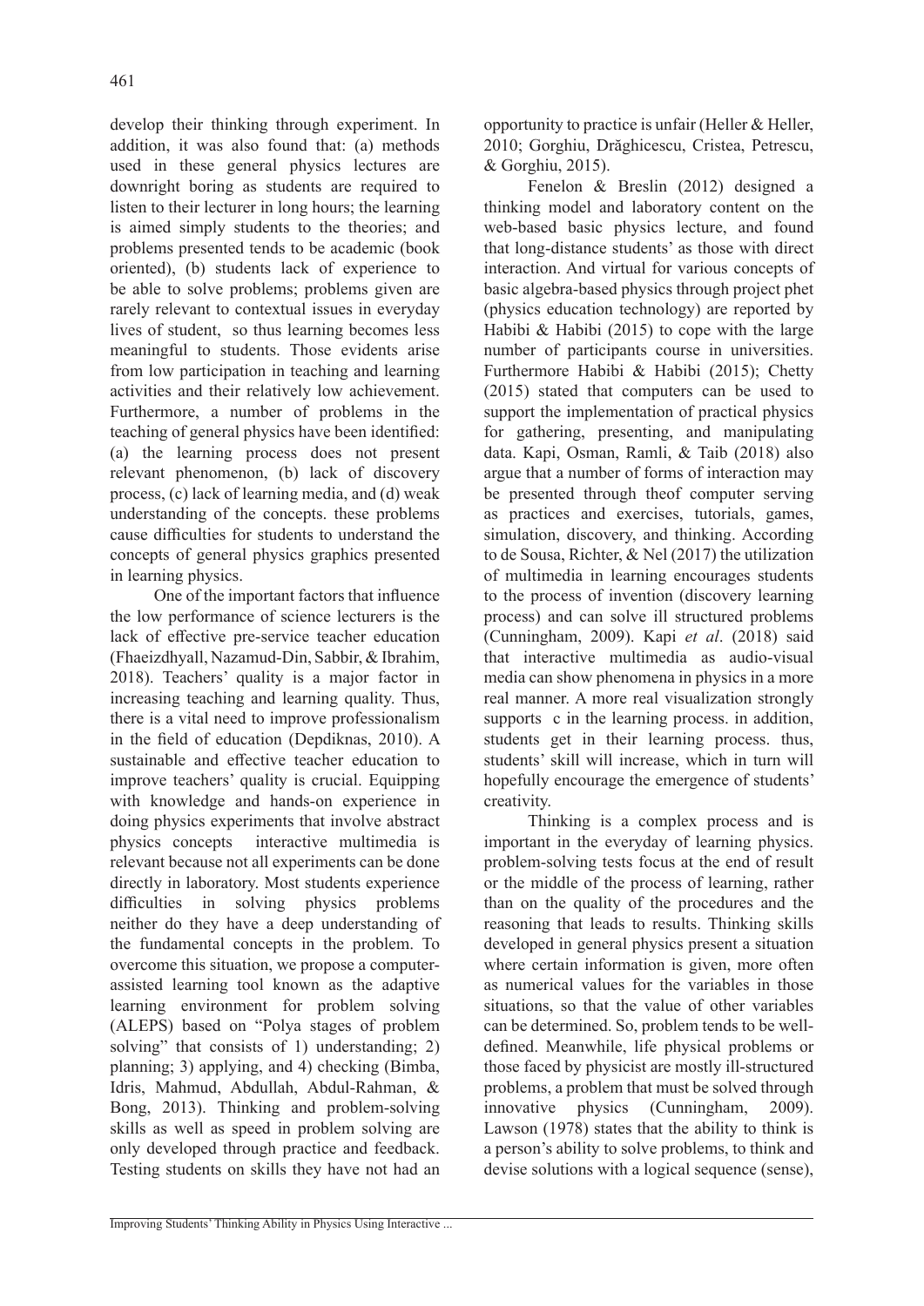develop their thinking through experiment. In addition, it was also found that: (a) methods used in these general physics lectures are downright boring as students are required to listen to their lecturer in long hours; the learning is aimed simply students to the theories; and problems presented tends to be academic (book oriented), (b) students lack of experience to be able to solve problems; problems given are rarely relevant to contextual issues in everyday lives of student, so thus learning becomes less meaningful to students. Those evidents arise from low participation in teaching and learning activities and their relatively low achievement. Furthermore, a number of problems in the teaching of general physics have been identified: (a) the learning process does not present relevant phenomenon, (b) lack of discovery process, (c) lack of learning media, and (d) weak understanding of the concepts. these problems cause difficulties for students to understand the concepts of general physics graphics presented in learning physics.

One of the important factors that influence the low performance of science lecturers is the lack of effective pre-service teacher education (Fhaeizdhyall, Nazamud-Din, Sabbir, & Ibrahim, 2018). Teachers' quality is a major factor in increasing teaching and learning quality. Thus, there is a vital need to improve professionalism in the field of education (Depdiknas, 2010). A sustainable and effective teacher education to improve teachers' quality is crucial. Equipping with knowledge and hands-on experience in doing physics experiments that involve abstract physics concepts interactive multimedia is relevant because not all experiments can be done directly in laboratory. Most students experience difficulties in solving physics problems neither do they have a deep understanding of the fundamental concepts in the problem. To overcome this situation, we propose a computer-assisted learning tool known as the adaptive learning environment for problem solving (ALEPS) based on "Polya stages of problem solving" that consists of 1) understanding; 2) planning; 3) applying, and 4) checking (Bimba, Idris, Mahmud, Abdullah, Abdul-Rahman, & Bong, 2013). Thinking and problem-solving skills as well as speed in problem solving are only developed through practice and feedback. Testing students on skills they have not had an opportunity to practice is unfair (Heller & Heller, 2010; Gorghiu, Drăghicescu, Cristea, Petrescu, & Gorghiu, 2015).

Fenelon & Breslin (2012) designed a thinking model and laboratory content on the web-based basic physics lecture, and found that long-distance students' as those with direct interaction. And virtual for various concepts of basic algebra-based physics through project phet (physics education technology) are reported by Habibi & Habibi (2015) to cope with the large number of participants course in universities. Furthermore Habibi & Habibi (2015); Chetty (2015) stated that computers can be used to support the implementation of practical physics for gathering, presenting, and manipulating data. Kapi, Osman, Ramli, & Taib (2018) also argue that a number of forms of interaction may be presented through theof computer serving as practices and exercises, tutorials, games, simulation, discovery, and thinking. According to de Sousa, Richter, & Nel (2017) the utilization of multimedia in learning encourages students to the process of invention (discovery learning process) and can solve ill structured problems (Cunningham, 2009). Kapi *et al*. (2018) said that interactive multimedia as audio-visual media can show phenomena in physics in a more real manner. A more real visualization strongly supports c in the learning process. in addition, students get in their learning process. thus, students' skill will increase, which in turn will hopefully encourage the emergence of students' creativity.

Thinking is a complex process and is important in the everyday of learning physics. problem-solving tests focus at the end of result or the middle of the process of learning, rather than on the quality of the procedures and the reasoning that leads to results. Thinking skills developed in general physics present a situation where certain information is given, more often as numerical values for the variables in those situations, so that the value of other variables can be determined. So, problem tends to be well-defined. Meanwhile, life physical problems or those faced by physicist are mostly ill-structured problems, a problem that must be solved through innovative physics (Cunningham, 2009). Lawson (1978) states that the ability to think is a person's ability to solve problems, to think and devise solutions with a logical sequence (sense),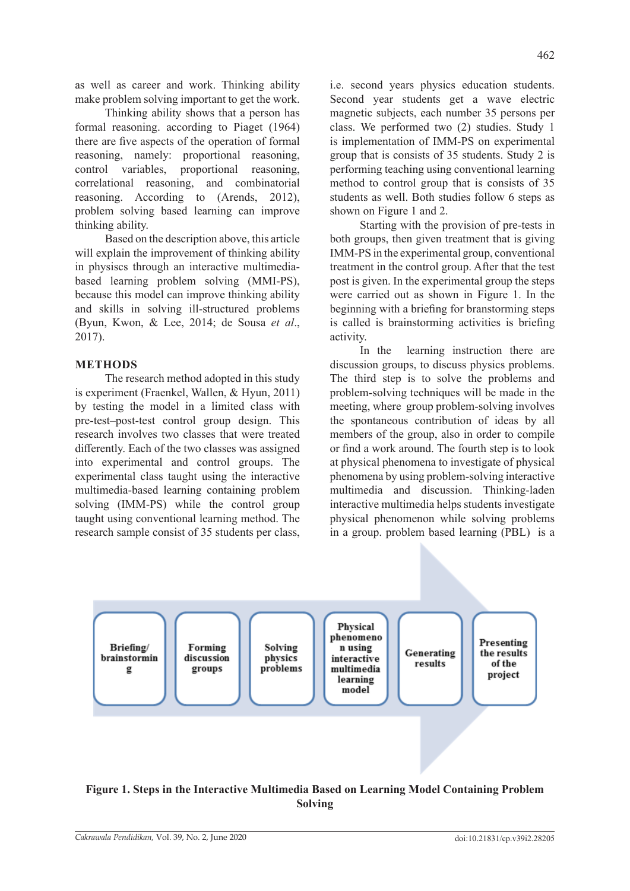as well as career and work. Thinking ability make problem solving important to get the work.

Thinking ability shows that a person has formal reasoning. according to Piaget (1964) there are five aspects of the operation of formal reasoning, namely: proportional reasoning, control variables, proportional reasoning, correlational reasoning, and combinatorial reasoning. According to (Arends, 2012), problem solving based learning can improve thinking ability.

Based on the description above, this article will explain the improvement of thinking ability in physiscs through an interactive multimedia-based learning problem solving (MMI-PS), because this model can improve thinking ability and skills in solving ill-structured problems (Byun, Kwon, & Lee, 2014; de Sousa *et al*., 2017).

## METHODS

The research method adopted in this study is experiment (Fraenkel, Wallen, & Hyun, 2011) by testing the model in a limited class with pre-test–post-test control group design. This research involves two classes that were treated differently. Each of the two classes was assigned into experimental and control groups. The experimental class taught using the interactive multimedia-based learning containing problem solving (IMM-PS) while the control group taught using conventional learning method. The research sample consist of 35 students per class, i.e. second years physics education students. Second year students get a wave electric magnetic subjects, each number 35 persons per class. We performed two (2) studies. Study 1 is implementation of IMM-PS on experimental group that is consists of 35 students. Study 2 is performing teaching using conventional learning method to control group that is consists of 35 students as well. Both studies follow 6 steps as shown on Figure 1 and 2.

Starting with the provision of pre-tests in both groups, then given treatment that is giving IMM-PS in the experimental group, conventional treatment in the control group. After that the test post is given. In the experimental group the steps were carried out as shown in Figure 1. In the beginning with a briefing for branstorming steps is called is brainstorming activities is briefing activity.

In the learning instruction there are discussion groups, to discuss physics problems. The third step is to solve the problems and problem-solving techniques will be made in the meeting, where group problem-solving involves the spontaneous contribution of ideas by all members of the group, also in order to compile or find a work around. The fourth step is to look at physical phenomena to investigate of physical phenomena by using problem-solving interactive multimedia and discussion. Thinking-laden interactive multimedia helps students investigate physical phenomenon while solving problems in a group. problem based learning (PBL) is a

Briefing/ brainstorming → Forming discussion groups → Solving physics problems → Physical phenomenon using interactive multimedia learning model → Generating results → Presenting the results of the project

**Figure 1. Steps in the Interactive Multimedia Based on Learning Model Containing Problem Solving**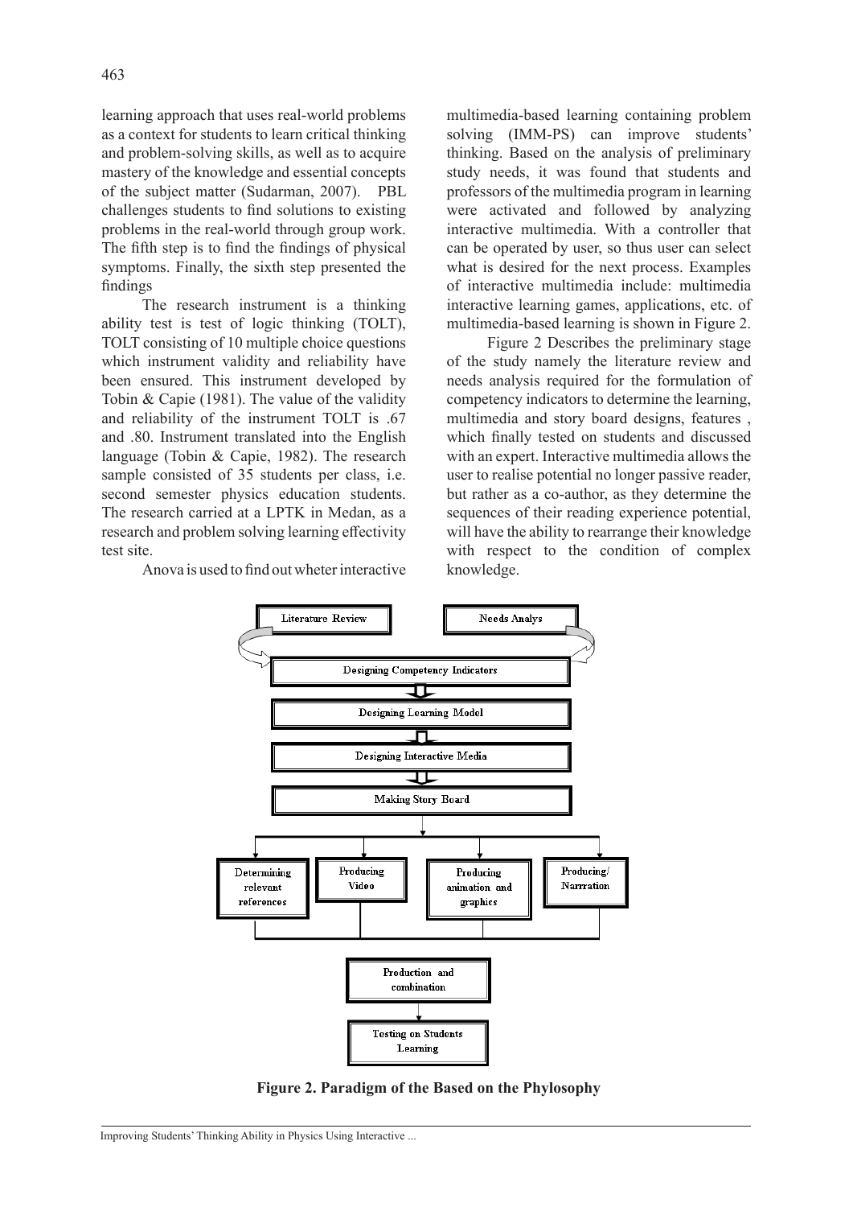learning approach that uses real-world problems as a context for students to learn critical thinking and problem-solving skills, as well as to acquire mastery of the knowledge and essential concepts of the subject matter (Sudarman, 2007). PBL challenges students to find solutions to existing problems in the real-world through group work. The fifth step is to find the findings of physical symptoms. Finally, the sixth step presented the findings

The research instrument is a thinking ability test is test of logic thinking (TOLT), TOLT consisting of 10 multiple choice questions which instrument validity and reliability have been ensured. This instrument developed by Tobin & Capie (1981). The value of the validity and reliability of the instrument TOLT is .67 and .80. Instrument translated into the English language (Tobin & Capie, 1982). The research sample consisted of 35 students per class, i.e. second semester physics education students. The research carried at a LPTK in Medan, as a research and problem solving learning effectivity test site.

Anova is used to find out wheter interactive multimedia-based learning containing problem solving (IMM-PS) can improve students' thinking. Based on the analysis of preliminary study needs, it was found that students and professors of the multimedia program in learning were activated and followed by analyzing interactive multimedia. With a controller that can be operated by user, so thus user can select what is desired for the next process. Examples of interactive multimedia include: multimedia interactive learning games, applications, etc. of multimedia-based learning is shown in Figure 2.

Figure 2 Describes the preliminary stage of the study namely the literature review and needs analysis required for the formulation of competency indicators to determine the learning, multimedia and story board designs, features , which finally tested on students and discussed with an expert. Interactive multimedia allows the user to realise potential no longer passive reader, but rather as a co-author, as they determine the sequences of their reading experience potential, will have the ability to rearrange their knowledge with respect to the condition of complex knowledge.

Literature Review | Needs Analys

Designing Competency Indicators

Designing Learning Model

Designing Interactive Media

Making Story Board

Determining relevant references | Producing Video | Producing animation and graphics | Producing/ Narrration

Production and combination

Testing on Students Learning

**Figure 2. Paradigm of the Based on the Phylosophy**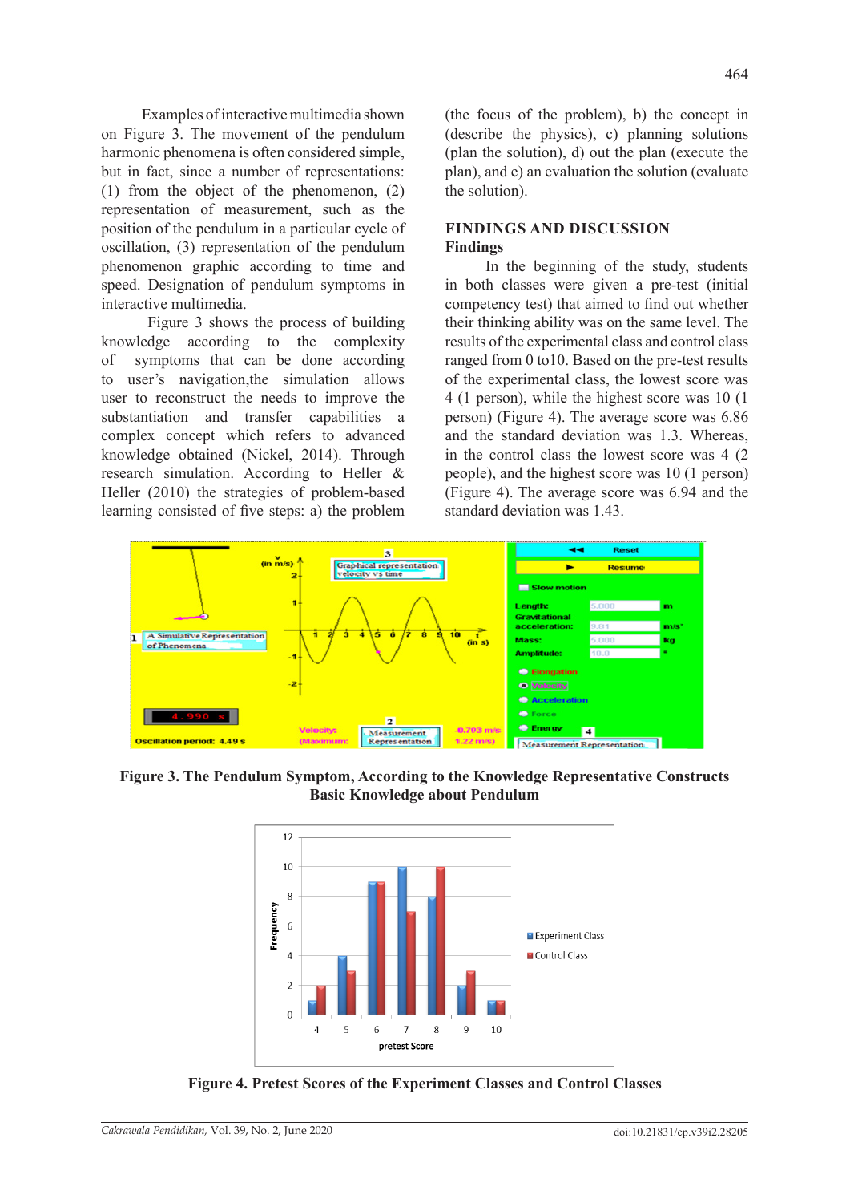Examples of interactive multimedia shown on Figure 3. The movement of the pendulum harmonic phenomena is often considered simple, but in fact, since a number of representations: (1) from the object of the phenomenon, (2) representation of measurement, such as the position of the pendulum in a particular cycle of oscillation, (3) representation of the pendulum phenomenon graphic according to time and speed. Designation of pendulum symptoms in interactive multimedia.

Figure 3 shows the process of building knowledge according to the complexity of symptoms that can be done according to user's navigation,the simulation allows user to reconstruct the needs to improve the substantiation and transfer capabilities a complex concept which refers to advanced knowledge obtained (Nickel, 2014). Through research simulation. According to Heller & Heller (2010) the strategies of problem-based learning consisted of five steps: a) the problem (the focus of the problem), b) the concept in (describe the physics), c) planning solutions (plan the solution), d) out the plan (execute the plan), and e) an evaluation the solution (evaluate the solution).

## FINDINGS AND DISCUSSION

### Findings

In the beginning of the study, students in both classes were given a pre-test (initial competency test) that aimed to find out whether their thinking ability was on the same level. The results of the experimental class and control class ranged from 0 to10. Based on the pre-test results of the experimental class, the lowest score was 4 (1 person), while the highest score was 10 (1 person) (Figure 4). The average score was 6.86 and the standard deviation was 1.3. Whereas, in the control class the lowest score was 4 (2 people), and the highest score was 10 (1 person) (Figure 4). The average score was 6.94 and the standard deviation was 1.43.

**Figure 3. The Pendulum Symptom, According to the Knowledge Representative Constructs Basic Knowledge about Pendulum**

**Figure 4. Pretest Scores of the Experiment Classes and Control Classes**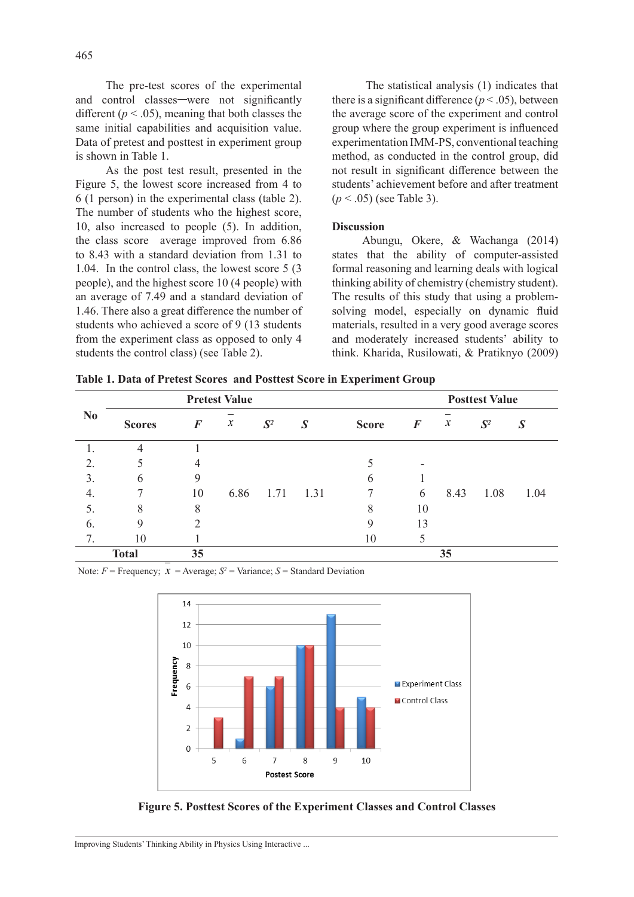The pre-test scores of the experimental and control classes—were not significantly different ($p < .05$), meaning that both classes the same initial capabilities and acquisition value. Data of pretest and posttest in experiment group is shown in Table 1.

As the post test result, presented in the Figure 5, the lowest score increased from 4 to 6 (1 person) in the experimental class (table 2). The number of students who the highest score, 10, also increased to people (5). In addition, the class score average improved from 6.86 to 8.43 with a standard deviation from 1.31 to 1.04. In the control class, the lowest score 5 (3 people), and the highest score 10 (4 people) with an average of 7.49 and a standard deviation of 1.46. There also a great difference the number of students who achieved a score of 9 (13 students from the experiment class as opposed to only 4 students the control class) (see Table 2).

The statistical analysis (1) indicates that there is a significant difference ($p < .05$), between the average score of the experiment and control group where the group experiment is influenced experimentation IMM-PS, conventional teaching method, as conducted in the control group, did not result in significant difference between the students' achievement before and after treatment ($p < .05$) (see Table 3).

## Discussion

Abungu, Okere, & Wachanga (2014) states that the ability of computer-assisted formal reasoning and learning deals with logical thinking ability of chemistry (chemistry student). The results of this study that using a problem-solving model, especially on dynamic fluid materials, resulted in a very good average scores and moderately increased students' ability to think. Kharida, Rusilowati, & Pratiknyo (2009)

**Table 1. Data of Pretest Scores and Posttest Score in Experiment Group**

| No | Pretest Value | | | | | Posttest Value | | | | |
|---|---|---|---|---|---|---|---|---|---|---|
| | Scores | *F* | $\bar{x}$ | $S^2$ | *S* | Score | *F* | $\bar{x}$ | $S^2$ | *S* |
| 1. | 4 | 1 | | | | | | | | |
| 2. | 5 | 4 | | | | 5 | - | | | |
| 3. | 6 | 9 | | | | 6 | 1 | | | |
| 4. | 7 | 10 | 6.86 | 1.71 | 1.31 | 7 | 6 | 8.43 | 1.08 | 1.04 |
| 5. | 8 | 8 | | | | 8 | 10 | | | |
| 6. | 9 | 2 | | | | 9 | 13 | | | |
| 7. | 10 | 1 | | | | 10 | 5 | | | |
| | **Total** | **35** | | | | | | **35** | | |

Note: *F* = Frequency; $\bar{x}$ = Average; $S^2$ = Variance; *S* = Standard Deviation

**Figure 5. Posttest Scores of the Experiment Classes and Control Classes**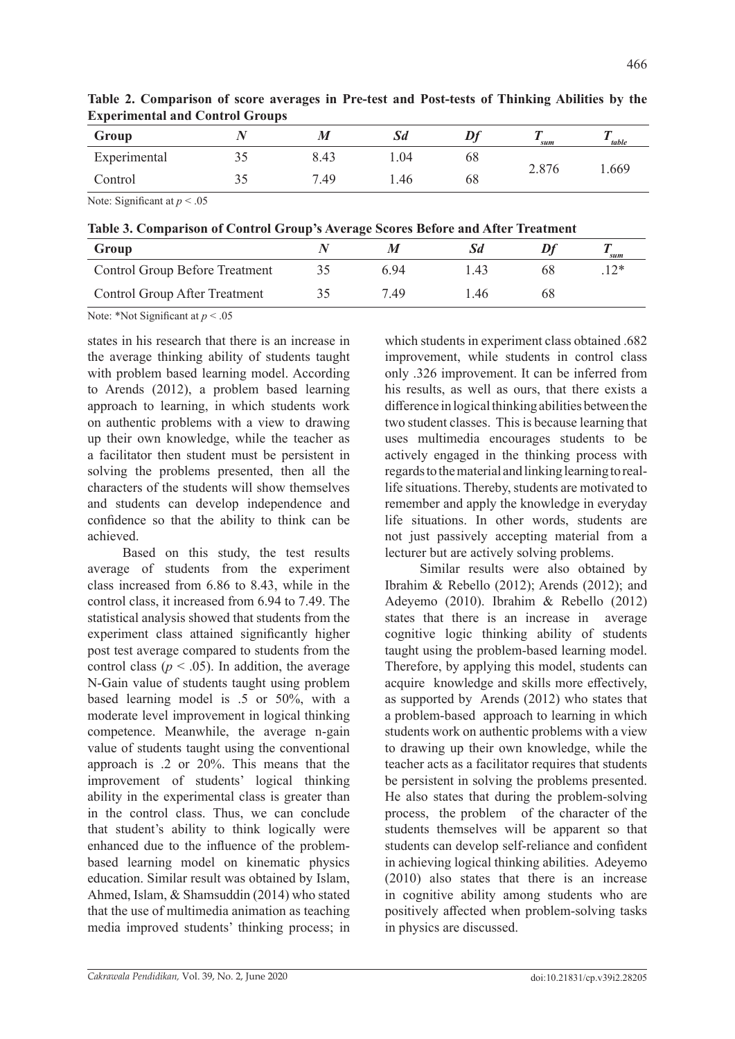**Table 2. Comparison of score averages in Pre-test and Post-tests of Thinking Abilities by the Experimental and Control Groups**

| Group | *N* | *M* | *Sd* | *Df* | $T_{sum}$ | $T_{table}$ |
|---|---|---|---|---|---|---|
| Experimental | 35 | 8.43 | 1.04 | 68 | 2.876 | 1.669 |
| Control | 35 | 7.49 | 1.46 | 68 | | |

Note: Significant at $p < .05$

**Table 3. Comparison of Control Group's Average Scores Before and After Treatment**

| Group | *N* | *M* | *Sd* | *Df* | $T_{sum}$ |
|---|---|---|---|---|---|
| Control Group Before Treatment | 35 | 6.94 | 1.43 | 68 | .12* |
| Control Group After Treatment | 35 | 7.49 | 1.46 | 68 | |

Note: *Not Significant at $p < .05$

states in his research that there is an increase in the average thinking ability of students taught with problem based learning model. According to Arends (2012), a problem based learning approach to learning, in which students work on authentic problems with a view to drawing up their own knowledge, while the teacher as a facilitator then student must be persistent in solving the problems presented, then all the characters of the students will show themselves and students can develop independence and confidence so that the ability to think can be achieved.

Based on this study, the test results average of students from the experiment class increased from 6.86 to 8.43, while in the control class, it increased from 6.94 to 7.49. The statistical analysis showed that students from the experiment class attained significantly higher post test average compared to students from the control class ($p < .05$). In addition, the average N-Gain value of students taught using problem based learning model is .5 or 50%, with a moderate level improvement in logical thinking competence. Meanwhile, the average n-gain value of students taught using the conventional approach is .2 or 20%. This means that the improvement of students' logical thinking ability in the experimental class is greater than in the control class. Thus, we can conclude that student's ability to think logically were enhanced due to the influence of the problem-based learning model on kinematic physics education. Similar result was obtained by Islam, Ahmed, Islam, & Shamsuddin (2014) who stated that the use of multimedia animation as teaching media improved students' thinking process; in which students in experiment class obtained .682 improvement, while students in control class only .326 improvement. It can be inferred from his results, as well as ours, that there exists a difference in logical thinking abilities between the two student classes. This is because learning that uses multimedia encourages students to be actively engaged in the thinking process with regards to the material and linking learning to real-life situations. Thereby, students are motivated to remember and apply the knowledge in everyday life situations. In other words, students are not just passively accepting material from a lecturer but are actively solving problems.

Similar results were also obtained by Ibrahim & Rebello (2012); Arends (2012); and Adeyemo (2010). Ibrahim & Rebello (2012) states that there is an increase in average cognitive logic thinking ability of students taught using the problem-based learning model. Therefore, by applying this model, students can acquire knowledge and skills more effectively, as supported by Arends (2012) who states that a problem-based approach to learning in which students work on authentic problems with a view to drawing up their own knowledge, while the teacher acts as a facilitator requires that students be persistent in solving the problems presented. He also states that during the problem-solving process, the problem of the character of the students themselves will be apparent so that students can develop self-reliance and confident in achieving logical thinking abilities. Adeyemo (2010) also states that there is an increase in cognitive ability among students who are positively affected when problem-solving tasks in physics are discussed.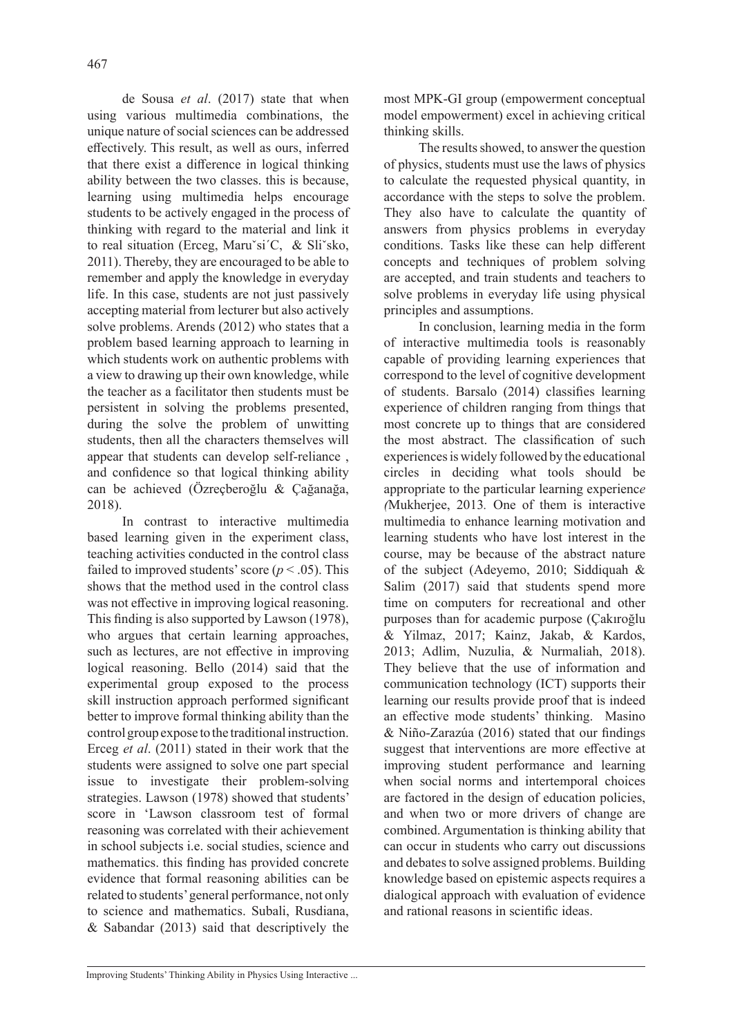de Sousa *et al*. (2017) state that when using various multimedia combinations, the unique nature of social sciences can be addressed effectively. This result, as well as ours, inferred that there exist a difference in logical thinking ability between the two classes. this is because, learning using multimedia helps encourage students to be actively engaged in the process of thinking with regard to the material and link it to real situation (Erceg, Maru˘si´C, & Sli˘sko, 2011). Thereby, they are encouraged to be able to remember and apply the knowledge in everyday life. In this case, students are not just passively accepting material from lecturer but also actively solve problems. Arends (2012) who states that a problem based learning approach to learning in which students work on authentic problems with a view to drawing up their own knowledge, while the teacher as a facilitator then students must be persistent in solving the problems presented, during the solve the problem of unwitting students, then all the characters themselves will appear that students can develop self-reliance , and confidence so that logical thinking ability can be achieved (Özreçberoğlu & Çağanağa, 2018).

In contrast to interactive multimedia based learning given in the experiment class, teaching activities conducted in the control class failed to improved students' score ($p < .05$). This shows that the method used in the control class was not effective in improving logical reasoning. This finding is also supported by Lawson (1978), who argues that certain learning approaches, such as lectures, are not effective in improving logical reasoning. Bello (2014) said that the experimental group exposed to the process skill instruction approach performed significant better to improve formal thinking ability than the control group expose to the traditional instruction. Erceg *et al*. (2011) stated in their work that the students were assigned to solve one part special issue to investigate their problem-solving strategies. Lawson (1978) showed that students' score in 'Lawson classroom test of formal reasoning was correlated with their achievement in school subjects i.e. social studies, science and mathematics. this finding has provided concrete evidence that formal reasoning abilities can be related to students' general performance, not only to science and mathematics. Subali, Rusdiana, & Sabandar (2013) said that descriptively the most MPK-GI group (empowerment conceptual model empowerment) excel in achieving critical thinking skills.

The results showed, to answer the question of physics, students must use the laws of physics to calculate the requested physical quantity, in accordance with the steps to solve the problem. They also have to calculate the quantity of answers from physics problems in everyday conditions. Tasks like these can help different concepts and techniques of problem solving are accepted, and train students and teachers to solve problems in everyday life using physical principles and assumptions.

In conclusion, learning media in the form of interactive multimedia tools is reasonably capable of providing learning experiences that correspond to the level of cognitive development of students. Barsalo (2014) classifies learning experience of children ranging from things that most concrete up to things that are considered the most abstract. The classification of such experiences is widely followed by the educational circles in deciding what tools should be appropriate to the particular learning experienc*e (*Mukherjee, 2013*.* One of them is interactive multimedia to enhance learning motivation and learning students who have lost interest in the course, may be because of the abstract nature of the subject (Adeyemo, 2010; Siddiquah & Salim (2017) said that students spend more time on computers for recreational and other purposes than for academic purpose (Çakıroğlu & Yilmaz, 2017; Kainz, Jakab, & Kardos, 2013; Adlim, Nuzulia, & Nurmaliah, 2018). They believe that the use of information and communication technology (ICT) supports their learning our results provide proof that is indeed an effective mode students' thinking. Masino & Niño-Zarazúa (2016) stated that our findings suggest that interventions are more effective at improving student performance and learning when social norms and intertemporal choices are factored in the design of education policies, and when two or more drivers of change are combined. Argumentation is thinking ability that can occur in students who carry out discussions and debates to solve assigned problems. Building knowledge based on epistemic aspects requires a dialogical approach with evaluation of evidence and rational reasons in scientific ideas.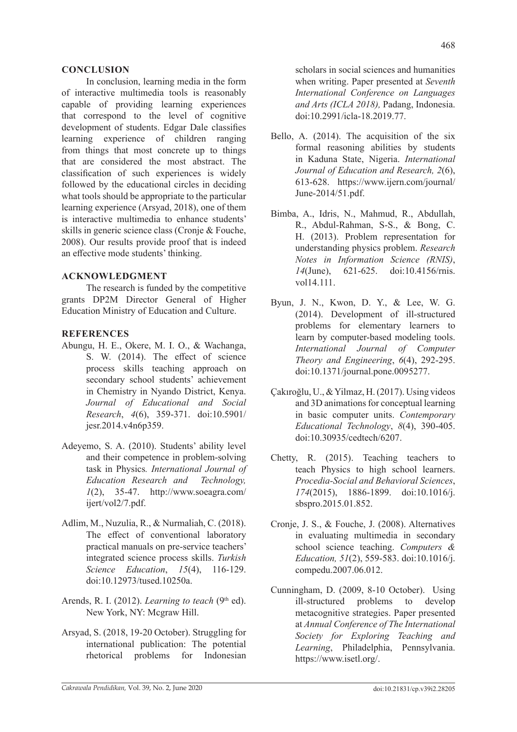## CONCLUSION

In conclusion, learning media in the form of interactive multimedia tools is reasonably capable of providing learning experiences that correspond to the level of cognitive development of students. Edgar Dale classifies learning experience of children ranging from things that most concrete up to things that are considered the most abstract. The classification of such experiences is widely followed by the educational circles in deciding what tools should be appropriate to the particular learning experience (Arsyad, 2018), one of them is interactive multimedia to enhance students' skills in generic science class (Cronje & Fouche, 2008). Our results provide proof that is indeed an effective mode students' thinking.

## ACKNOWLEDGMENT

The research is funded by the competitive grants DP2M Director General of Higher Education Ministry of Education and Culture.

## REFERENCES

Abungu, H. E., Okere, M. I. O., & Wachanga, S. W. (2014). The effect of science process skills teaching approach on secondary school students' achievement in Chemistry in Nyando District, Kenya. *Journal of Educational and Social Research*, *4*(6), 359-371. doi:10.5901/jesr.2014.v4n6p359.

Adeyemo, S. A. (2010). Students' ability level and their competence in problem-solving task in Physics*. International Journal of Education Research and Technology, 1*(2), 35-47. http://www.soeagra.com/ijert/vol2/7.pdf.

Adlim, M., Nuzulia, R., & Nurmaliah, C. (2018). The effect of conventional laboratory practical manuals on pre-service teachers' integrated science process skills. *Turkish Science Education*, *15*(4), 116-129. doi:10.12973/tused.10250a.

Arends, R. I. (2012). *Learning to teach* (9th ed). New York, NY: Mcgraw Hill.

Arsyad, S. (2018, 19-20 October). Struggling for international publication: The potential rhetorical problems for Indonesian scholars in social sciences and humanities when writing. Paper presented at *Seventh International Conference on Languages and Arts (ICLA 2018),* Padang, Indonesia. doi:10.2991/icla-18.2019.77.

Bello, A. (2014). The acquisition of the six formal reasoning abilities by students in Kaduna State, Nigeria. *International Journal of Education and Research, 2*(6), 613-628. https://www.ijern.com/journal/June-2014/51.pdf.

Bimba, A., Idris, N., Mahmud, R., Abdullah, R., Abdul-Rahman, S-S., & Bong, C. H. (2013). Problem representation for understanding physics problem. *Research Notes in Information Science (RNIS)*, *14*(June), 621-625. doi:10.4156/rnis.vol14.111.

Byun, J. N., Kwon, D. Y., & Lee, W. G. (2014). Development of ill-structured problems for elementary learners to learn by computer-based modeling tools. *International Journal of Computer Theory and Engineering*, *6*(4), 292-295. doi:10.1371/journal.pone.0095277.

Çakıroğlu, U., & Yilmaz, H. (2017). Using videos and 3D animations for conceptual learning in basic computer units. *Contemporary Educational Technology*, *8*(4), 390-405. doi:10.30935/cedtech/6207.

Chetty, R. (2015). Teaching teachers to teach Physics to high school learners. *Procedia-Social and Behavioral Sciences*, *174*(2015), 1886-1899. doi:10.1016/j.sbspro.2015.01.852.

Cronje, J. S., & Fouche, J. (2008). Alternatives in evaluating multimedia in secondary school science teaching. *Computers & Education, 51*(2), 559-583. doi:10.1016/j.compedu.2007.06.012.

Cunningham, D. (2009, 8-10 October). Using ill-structured problems to develop metacognitive strategies. Paper presented at *Annual Conference of The International Society for Exploring Teaching and Learning*, Philadelphia, Pennsylvania. https://www.isetl.org/.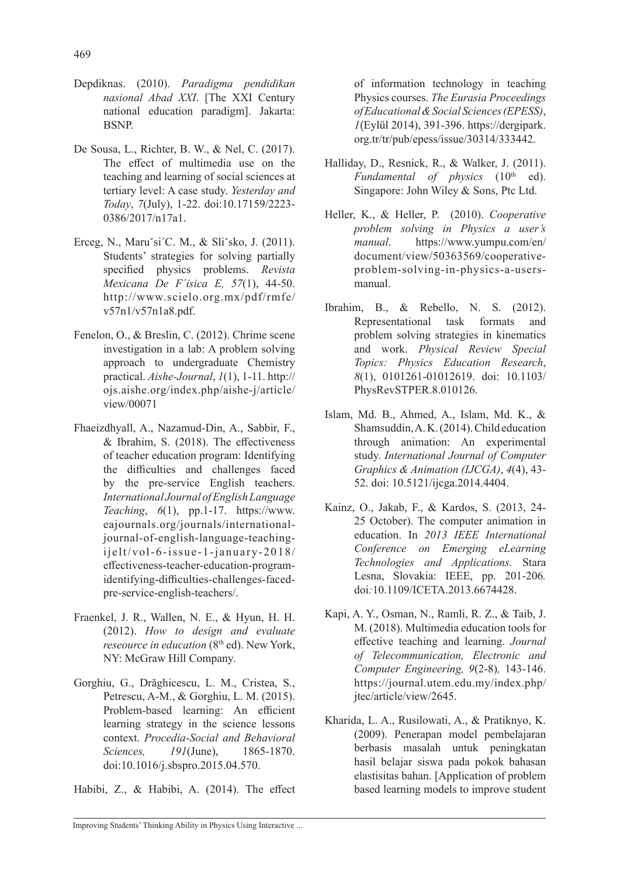Depdiknas. (2010). *Paradigma pendidikan nasional Abad XXI*. [The XXI Century national education paradigm]. Jakarta: BSNP.

De Sousa, L., Richter, B. W., & Nel, C. (2017). The effect of multimedia use on the teaching and learning of social sciences at tertiary level: A case study. *Yesterday and Today*, *7*(July), 1-22. doi:10.17159/2223-0386/2017/n17a1.

Erceg, N., Maruˇsi´C. M., & Sliˇsko, J. (2011). Students' strategies for solving partially specified physics problems. *Revista Mexicana De F´isica E, 57*(1), 44-50. http://www.scielo.org.mx/pdf/rmfe/v57n1/v57n1a8.pdf.

Fenelon, O., & Breslin, C. (2012). Chrime scene investigation in a lab: A problem solving approach to undergraduate Chemistry practical. *Aishe-Journal*, *1*(1), 1-11. http://ojs.aishe.org/index.php/aishe-j/article/view/00071

Fhaeizdhyall, A., Nazamud-Din, A., Sabbir, F., & Ibrahim, S. (2018). The effectiveness of teacher education program: Identifying the difficulties and challenges faced by the pre-service English teachers. *International Journal of English Language Teaching*, *6*(1), pp.1-17. https://www.eajournals.org/journals/international-journal-of-english-language-teaching-ijelt/vol-6-issue-1-january-2018/effectiveness-teacher-education-program-identifying-difficulties-challenges-faced-pre-service-english-teachers/.

Fraenkel, J. R., Wallen, N. E., & Hyun, H. H. (2012). *How to design and evaluate reseource in education* (8th ed). New York, NY: McGraw Hill Company.

Gorghiu, G., Drăghicescu, L. M., Cristea, S., Petrescu, A-M., & Gorghiu, L. M. (2015). Problem-based learning: An efficient learning strategy in the science lessons context. *Procedia-Social and Behavioral Sciences, 191*(June), 1865-1870. doi:10.1016/j.sbspro.2015.04.570.

Habibi, Z., & Habibi, A. (2014). The effect of information technology in teaching Physics courses. *The Eurasia Proceedings of Educational & Social Sciences (EPESS)*, *1*(Eylül 2014), 391-396. https://dergipark.org.tr/tr/pub/epess/issue/30314/333442.

Halliday, D., Resnick, R., & Walker, J. (2011). *Fundamental of physics* (10th ed). Singapore: John Wiley & Sons, Ptc Ltd.

Heller, K., & Heller, P. (2010). *Cooperative problem solving in Physics a user's manual*. https://www.yumpu.com/en/document/view/50363569/cooperative-problem-solving-in-physics-a-users-manual.

Ibrahim, B., & Rebello, N. S. (2012). Representational task formats and problem solving strategies in kinematics and work. *Physical Review Special Topics: Physics Education Research*, *8*(1), 0101261-01012619. doi: 10.1103/PhysRevSTPER.8.010126.

Islam, Md. B., Ahmed, A., Islam, Md. K., & Shamsuddin, A. K. (2014). Child education through animation: An experimental study. *International Journal of Computer Graphics & Animation (IJCGA)*, *4*(4), 43-52. doi: 10.5121/ijcga.2014.4404.

Kainz, O., Jakab, F., & Kardos, S. (2013, 24-25 October). The computer animation in education. In *2013 IEEE International Conference on Emerging eLearning Technologies and Applications.* Stara Lesna, Slovakia: IEEE, pp. 201-206*.* doi*:*10.1109/ICETA.2013.6674428.

Kapi, A. Y., Osman, N., Ramli, R. Z., & Taib, J. M. (2018). Multimedia education tools for effective teaching and learning. *Journal of Telecommunication, Electronic and Computer Engineering, 9*(2-8)*,* 143-146. https://journal.utem.edu.my/index.php/jtec/article/view/2645.

Kharida, L. A., Rusilowati, A., & Pratiknyo, K. (2009). Penerapan model pembelajaran berbasis masalah untuk peningkatan hasil belajar siswa pada pokok bahasan elastisitas bahan. [Application of problem based learning models to improve student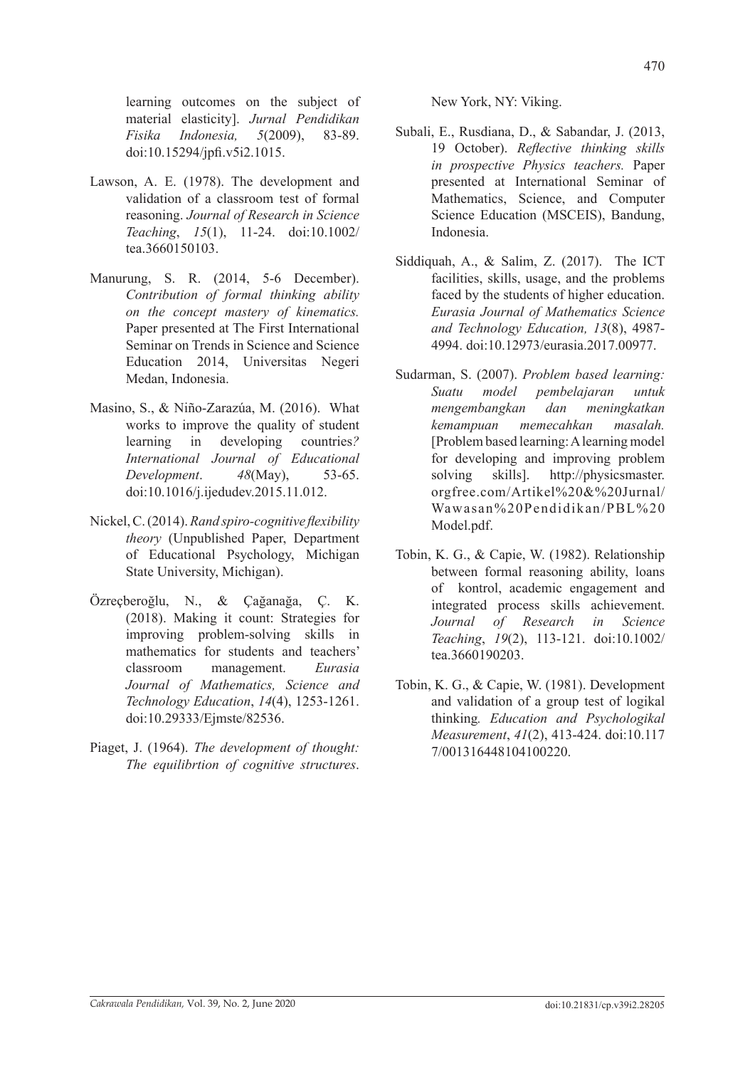learning outcomes on the subject of material elasticity]. *Jurnal Pendidikan Fisika Indonesia, 5*(2009), 83-89. doi:10.15294/jpfi.v5i2.1015.

Lawson, A. E. (1978). The development and validation of a classroom test of formal reasoning. *Journal of Research in Science Teaching*, *15*(1), 11-24. doi:10.1002/tea.3660150103.

Manurung, S. R. (2014, 5-6 December). *Contribution of formal thinking ability on the concept mastery of kinematics.* Paper presented at The First International Seminar on Trends in Science and Science Education 2014, Universitas Negeri Medan, Indonesia.

Masino, S., & Niño-Zarazúa, M. (2016). What works to improve the quality of student learning in developing countries*? International Journal of Educational Development*. *48*(May), 53-65. doi:10.1016/j.ijedudev.2015.11.012.

Nickel, C. (2014). *Rand spiro-cognitive flexibility theory* (Unpublished Paper, Department of Educational Psychology, Michigan State University, Michigan).

Özreçberoğlu, N., & Çağanağa, Ç. K. (2018). Making it count: Strategies for improving problem-solving skills in mathematics for students and teachers' classroom management. *Eurasia Journal of Mathematics, Science and Technology Education*, *14*(4), 1253-1261. doi:10.29333/Ejmste/82536.

Piaget, J. (1964). *The development of thought: The equilibrtion of cognitive structures*. New York, NY: Viking.

Subali, E., Rusdiana, D., & Sabandar, J. (2013, 19 October). *Reflective thinking skills in prospective Physics teachers.* Paper presented at International Seminar of Mathematics, Science, and Computer Science Education (MSCEIS), Bandung, Indonesia.

Siddiquah, A., & Salim, Z. (2017). The ICT facilities, skills, usage, and the problems faced by the students of higher education. *Eurasia Journal of Mathematics Science and Technology Education, 13*(8), 4987-4994. doi:10.12973/eurasia.2017.00977.

Sudarman, S. (2007). *Problem based learning: Suatu model pembelajaran untuk mengembangkan dan meningkatkan kemampuan memecahkan masalah.* [Problem based learning: A learning model for developing and improving problem solving skills]. http://physicsmaster.orgfree.com/Artikel%20&%20Jurnal/Wawasan%20Pendidikan/PBL%20Model.pdf.

Tobin, K. G., & Capie, W. (1982). Relationship between formal reasoning ability, loans of kontrol, academic engagement and integrated process skills achievement. *Journal of Research in Science Teaching*, *19*(2), 113-121. doi:10.1002/tea.3660190203.

Tobin, K. G., & Capie, W. (1981). Development and validation of a group test of logikal thinking*. Education and Psychologikal Measurement*, *41*(2), 413-424. doi:10.1177/001316448104100220.